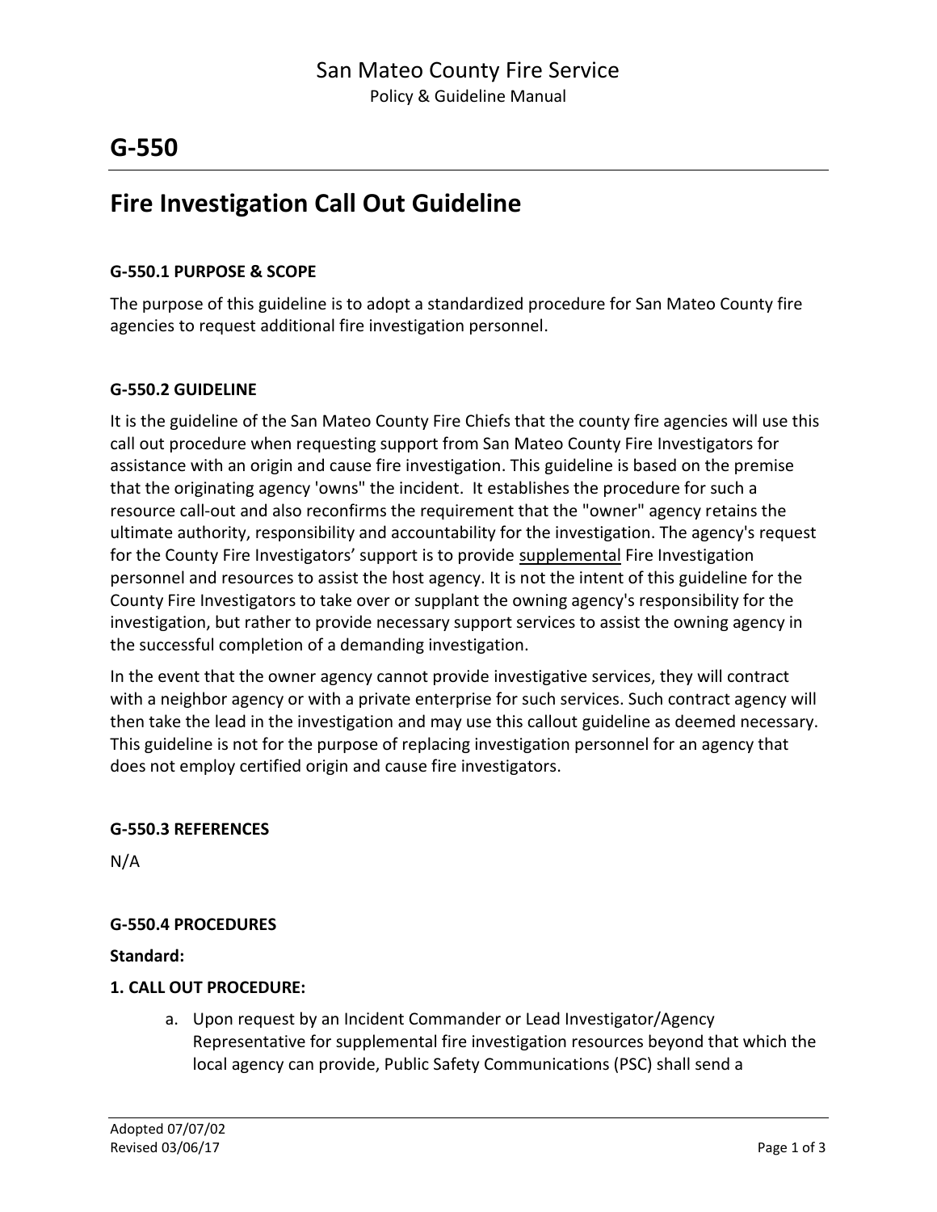# G-550

## Fire Investigation Call Out Guideline

### G-550.1 PURPOSE & SCOPE

The purpose of this guideline is to adopt a standardized procedure for San Mateo County fire agencies to request additional fire investigation personnel.

### G-550.2 GUIDELINE

It is the guideline of the San Mateo County Fire Chiefs that the county fire agencies will use this call out procedure when requesting support from San Mateo County Fire Investigators for assistance with an origin and cause fire investigation. This guideline is based on the premise that the originating agency 'owns" the incident. It establishes the procedure for such a resource call-out and also reconfirms the requirement that the "owner" agency retains the ultimate authority, responsibility and accountability for the investigation. The agency's request for the County Fire Investigators' support is to provide supplemental Fire Investigation personnel and resources to assist the host agency. It is not the intent of this guideline for the County Fire Investigators to take over or supplant the owning agency's responsibility for the investigation, but rather to provide necessary support services to assist the owning agency in the successful completion of a demanding investigation.

In the event that the owner agency cannot provide investigative services, they will contract with a neighbor agency or with a private enterprise for such services. Such contract agency will then take the lead in the investigation and may use this callout guideline as deemed necessary. This guideline is not for the purpose of replacing investigation personnel for an agency that does not employ certified origin and cause fire investigators.

### G-550.3 REFERENCES

N/A

### G-550.4 PROCEDURES

**Standard:**

**1. CALL OUT PROCEDURE:**

a. Upon request by an Incident Commander or Lead Investigator/Agency Representative for supplemental fire investigation resources beyond that which the local agency can provide, Public Safety Communications (PSC) shall send a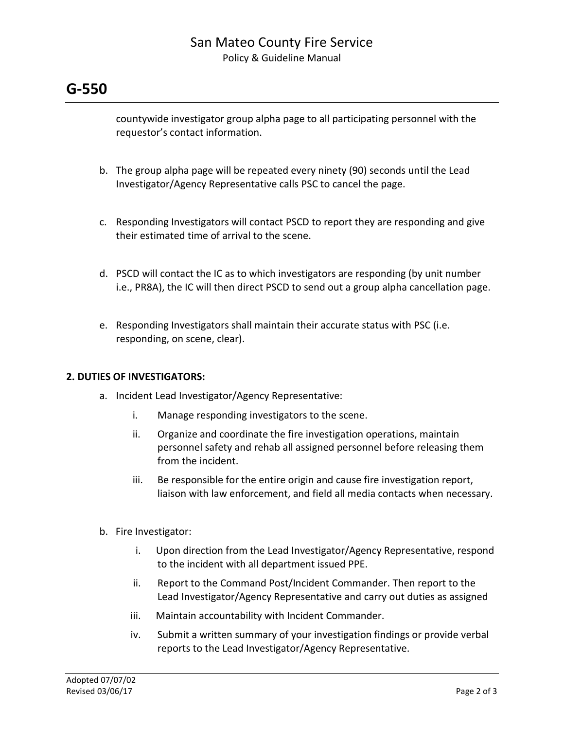countywide investigator group alpha page to all participating personnel with the requestor's contact information.

b. The group alpha page will be repeated every ninety (90) seconds until the Lead Investigator/Agency Representative calls PSC to cancel the page.

c. Responding Investigators will contact PSCD to report they are responding and give their estimated time of arrival to the scene.

d. PSCD will contact the IC as to which investigators are responding (by unit number i.e., PR8A), the IC will then direct PSCD to send out a group alpha cancellation page.

e. Responding Investigators shall maintain their accurate status with PSC (i.e. responding, on scene, clear).

**2. DUTIES OF INVESTIGATORS:**

a. Incident Lead Investigator/Agency Representative:

   i. Manage responding investigators to the scene.

   ii. Organize and coordinate the fire investigation operations, maintain personnel safety and rehab all assigned personnel before releasing them from the incident.

   iii. Be responsible for the entire origin and cause fire investigation report, liaison with law enforcement, and field all media contacts when necessary.

b. Fire Investigator:

   i. Upon direction from the Lead Investigator/Agency Representative, respond to the incident with all department issued PPE.

   ii. Report to the Command Post/Incident Commander. Then report to the Lead Investigator/Agency Representative and carry out duties as assigned

   iii. Maintain accountability with Incident Commander.

   iv. Submit a written summary of your investigation findings or provide verbal reports to the Lead Investigator/Agency Representative.

Adopted 07/07/02
Revised 03/06/17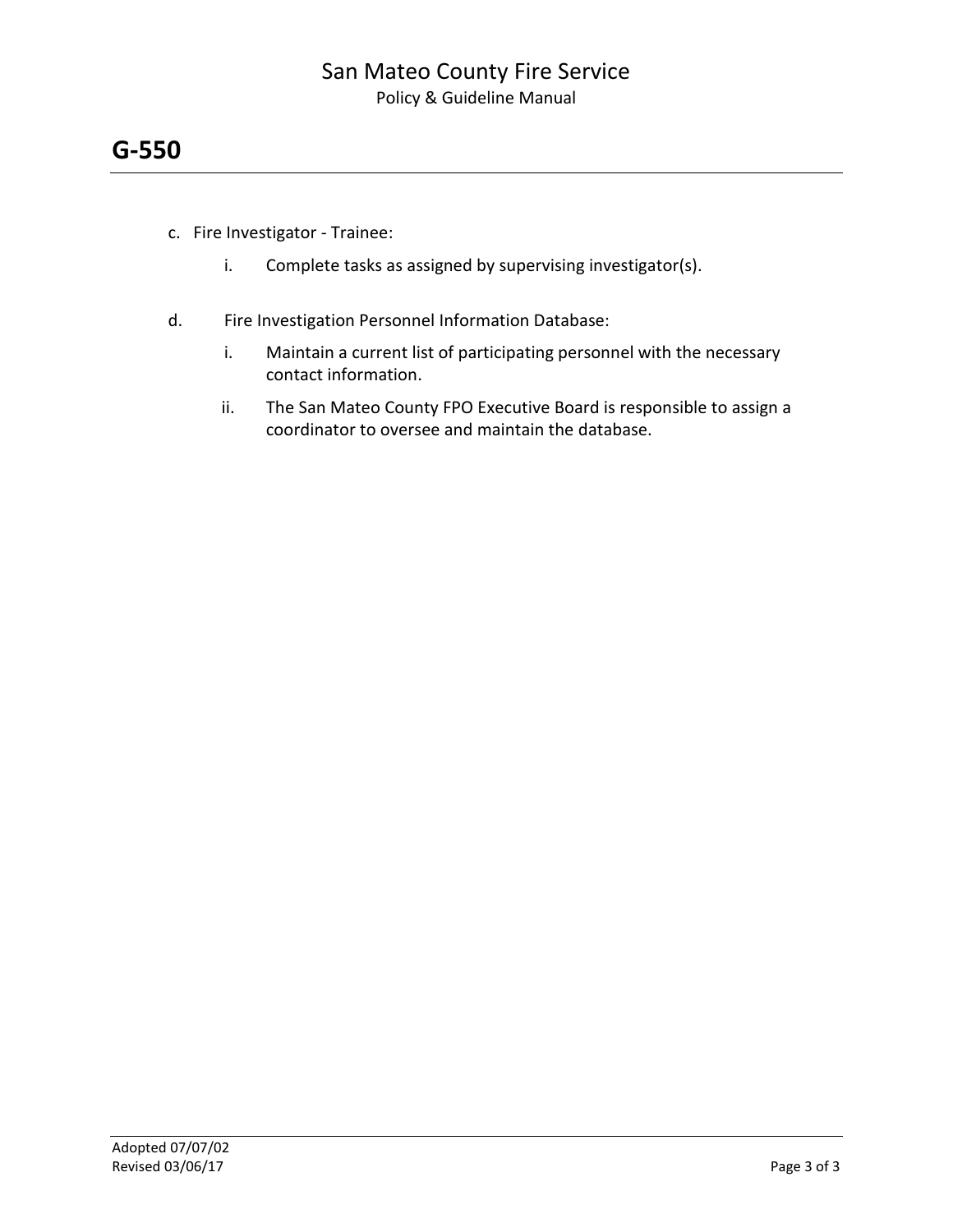c. Fire Investigator - Trainee:

   i. Complete tasks as assigned by supervising investigator(s).

d. Fire Investigation Personnel Information Database:

   i. Maintain a current list of participating personnel with the necessary contact information.

   ii. The San Mateo County FPO Executive Board is responsible to assign a coordinator to oversee and maintain the database.